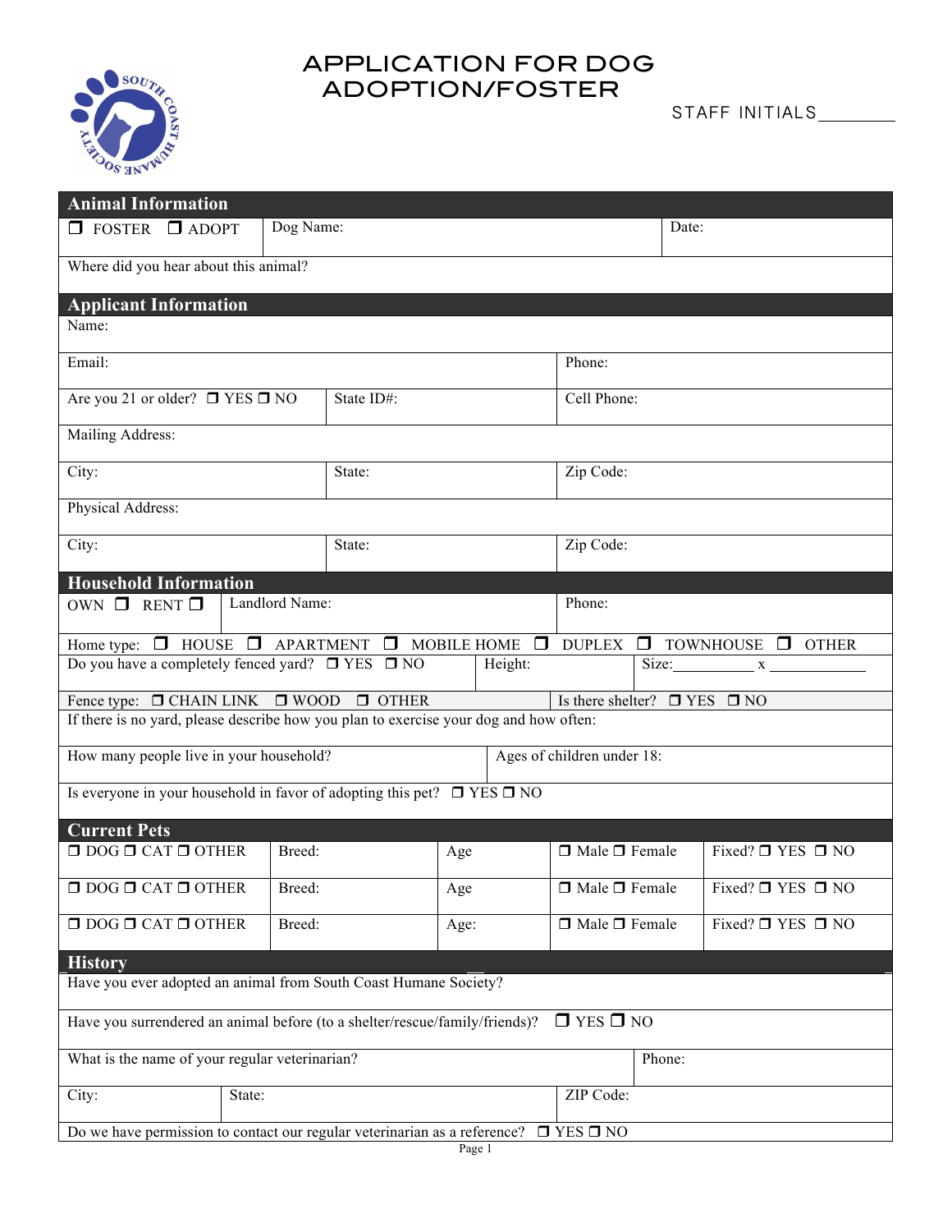# APPLICATION FOR DOG ADOPTION/FOSTER

STAFF INITIALS________

## Animal Information

| ❐ FOSTER ❐ ADOPT | Dog Name: | Date: |
|---|---|---|
| Where did you hear about this animal? | | |

## Applicant Information

| Name: | | |
|---|---|---|
| Email: | | Phone: |
| Are you 21 or older? ❐ YES ❐ NO | State ID#: | Cell Phone: |
| Mailing Address: | | |
| City: | State: | Zip Code: |
| Physical Address: | | |
| City: | State: | Zip Code: |

## Household Information

| OWN ❐ RENT ❐ | Landlord Name: | Phone: |
|---|---|---|

Home type: ❐ HOUSE ❐ APARTMENT ❐ MOBILE HOME ❐ DUPLEX ❐ TOWNHOUSE ❐ OTHER

| Do you have a completely fenced yard? ❐ YES ❐ NO | Height: | Size:__________ x ____________ |
|---|---|---|

| Fence type: ❐ CHAIN LINK ❐ WOOD ❐ OTHER | Is there shelter? ❐ YES ❐ NO |
|---|---|

If there is no yard, please describe how you plan to exercise your dog and how often:

| How many people live in your household? | Ages of children under 18: |
|---|---|

Is everyone in your household in favor of adopting this pet? ❐ YES ❐ NO

## Current Pets

| ❐ DOG ❐ CAT ❐ OTHER | Breed: | Age | ❐ Male ❐ Female | Fixed? ❐ YES ❐ NO |
|---|---|---|---|---|
| ❐ DOG ❐ CAT ❐ OTHER | Breed: | Age | ❐ Male ❐ Female | Fixed? ❐ YES ❐ NO |
| ❐ DOG ❐ CAT ❐ OTHER | Breed: | Age: | ❐ Male ❐ Female | Fixed? ❐ YES ❐ NO |

## History

Have you ever adopted an animal from South Coast Humane Society?

Have you surrendered an animal before (to a shelter/rescue/family/friends)? ❐ YES ❐ NO

| What is the name of your regular veterinarian? | | Phone: |
|---|---|---|
| City: | State: | ZIP Code: |

Do we have permission to contact our regular veterinarian as a reference? ❐ YES ❐ NO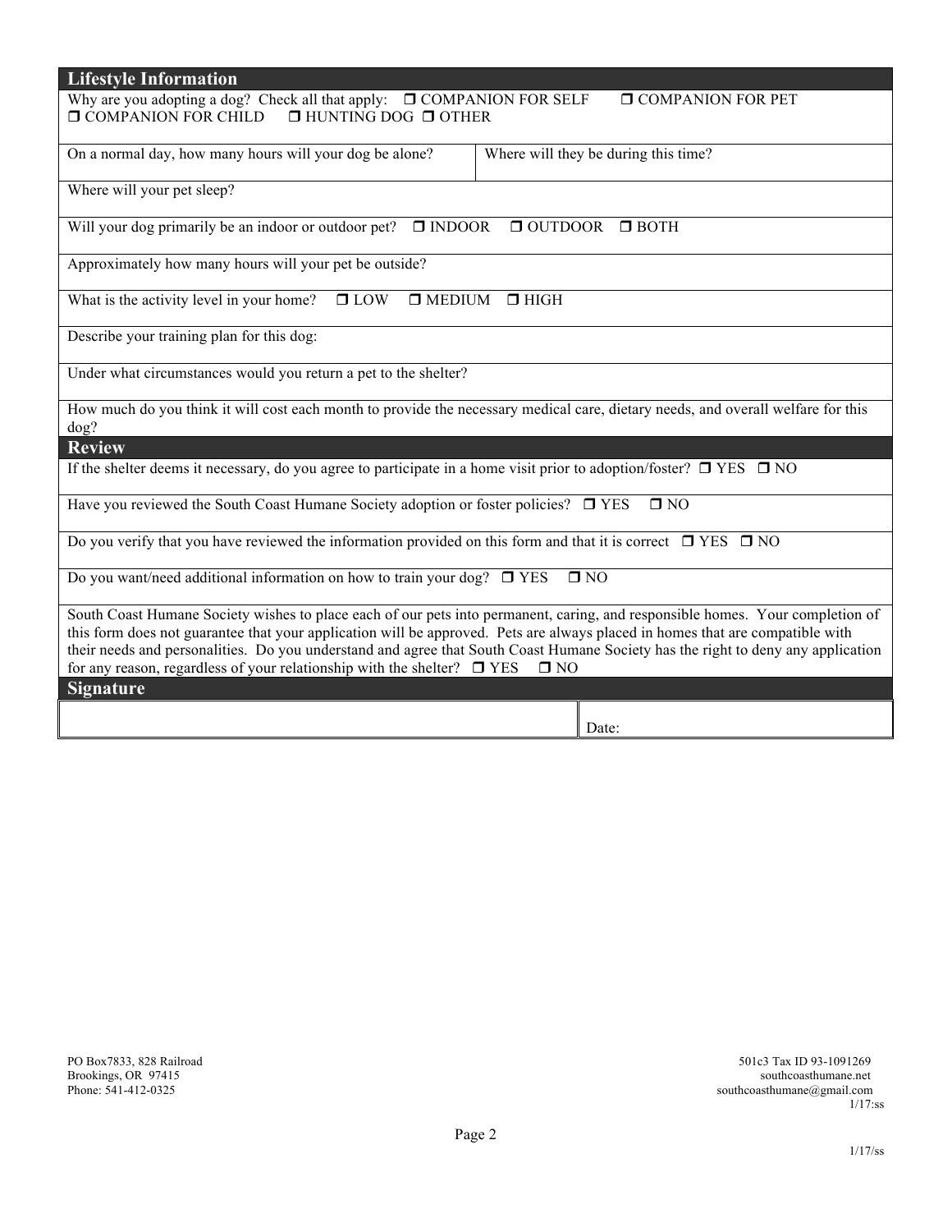## Lifestyle Information

Why are you adopting a dog? Check all that apply: ❒ COMPANION FOR SELF ❒ COMPANION FOR PET ❒ COMPANION FOR CHILD ❒ HUNTING DOG ❒ OTHER

| On a normal day, how many hours will your dog be alone? | Where will they be during this time? |
|---|---|

Where will your pet sleep?

Will your dog primarily be an indoor or outdoor pet? ❒ INDOOR ❒ OUTDOOR ❒ BOTH

Approximately how many hours will your pet be outside?

What is the activity level in your home? ❒ LOW ❒ MEDIUM ❒ HIGH

Describe your training plan for this dog:

Under what circumstances would you return a pet to the shelter?

How much do you think it will cost each month to provide the necessary medical care, dietary needs, and overall welfare for this dog?

## Review

If the shelter deems it necessary, do you agree to participate in a home visit prior to adoption/foster? ❒ YES ❒ NO

Have you reviewed the South Coast Humane Society adoption or foster policies? ❒ YES ❒ NO

Do you verify that you have reviewed the information provided on this form and that it is correct ❒ YES ❒ NO

Do you want/need additional information on how to train your dog? ❒ YES ❒ NO

South Coast Humane Society wishes to place each of our pets into permanent, caring, and responsible homes. Your completion of this form does not guarantee that your application will be approved. Pets are always placed in homes that are compatible with their needs and personalities. Do you understand and agree that South Coast Humane Society has the right to deny any application for any reason, regardless of your relationship with the shelter? ❒ YES ❒ NO

## Signature

| | Date: |
|---|---|

PO Box7833, 828 Railroad
Brookings, OR 97415
Phone: 541-412-0325

501c3 Tax ID 93-1091269
southcoasthumane.net
southcoasthumane@gmail.com
1/17:ss